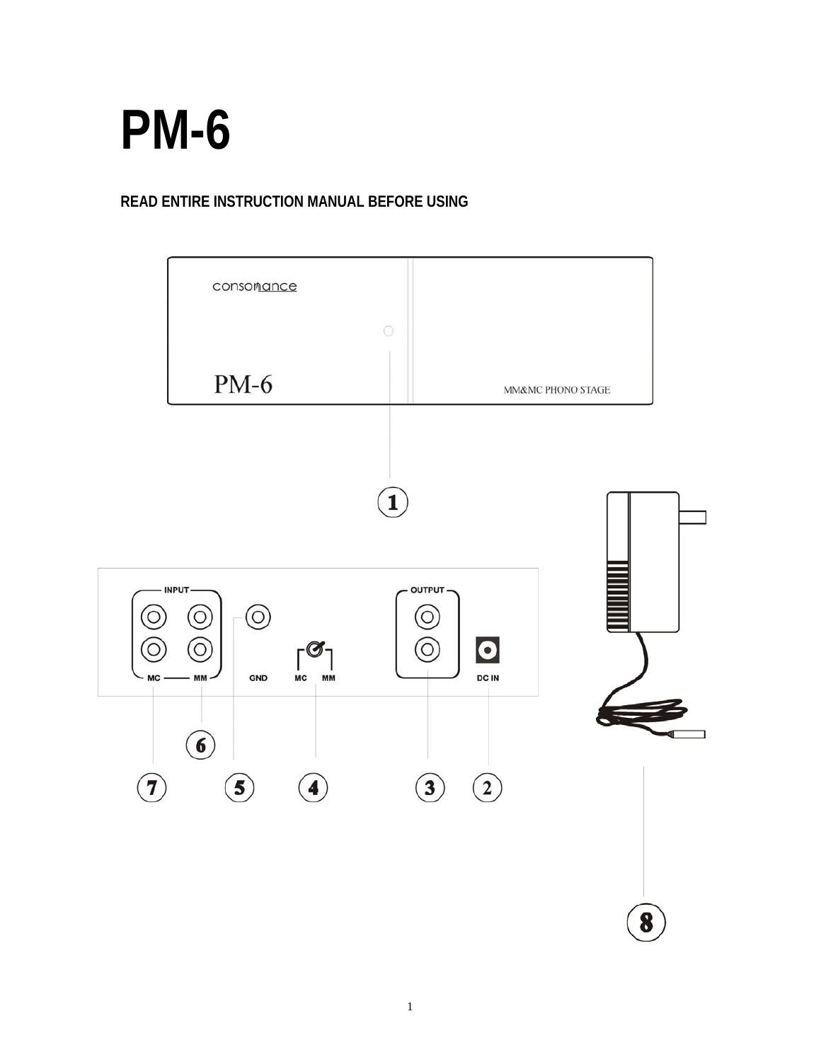# PM-6

**READ ENTIRE INSTRUCTION MANUAL BEFORE USING**

consonance

PM-6

MM&MC PHONO STAGE

①

INPUT

MC — MM

GND

MC MM

OUTPUT

DC IN

⑦ ⑥ ⑤ ④ ③ ②

⑧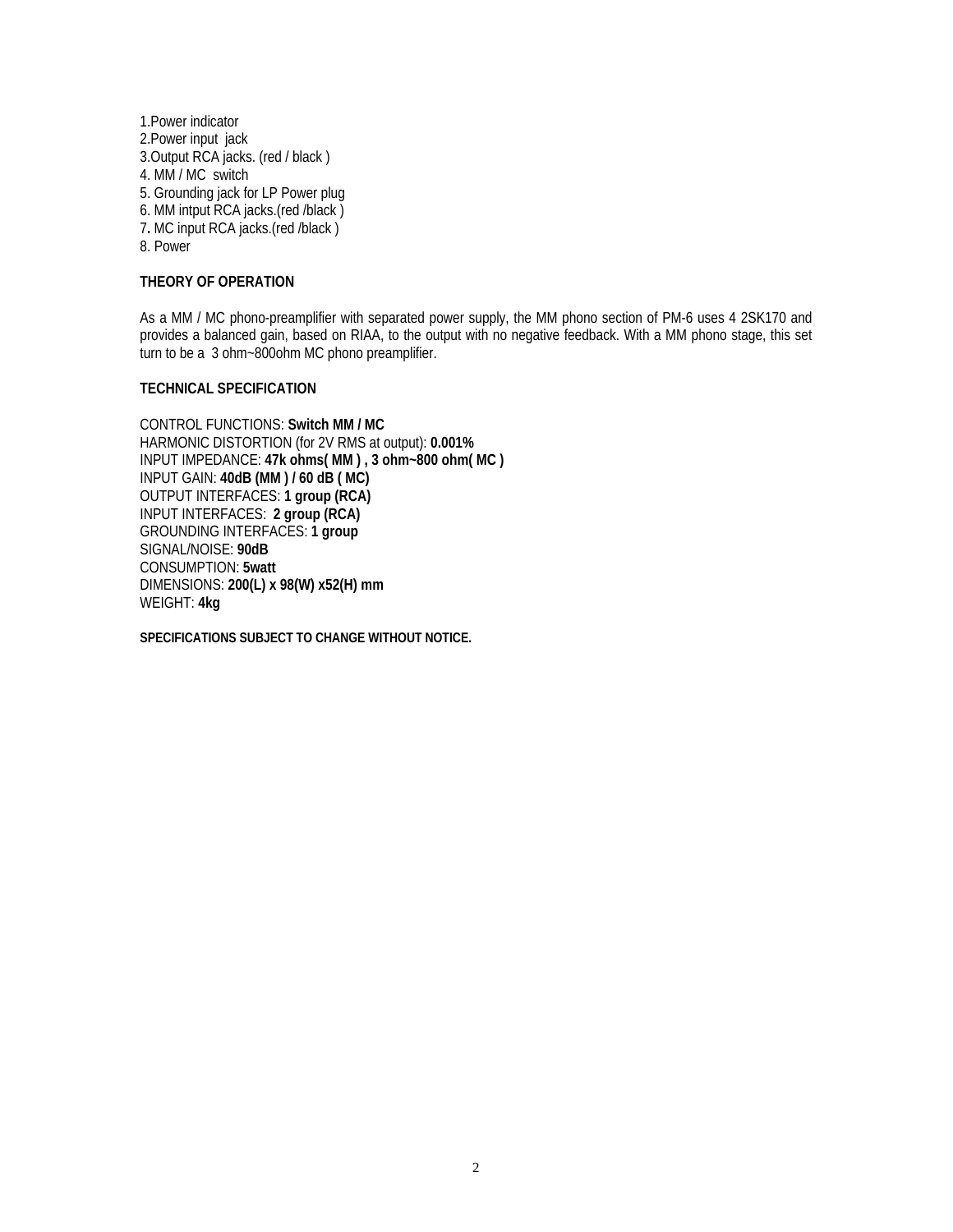1.Power indicator
2.Power input jack
3.Output RCA jacks. (red / black )
4. MM / MC switch
5. Grounding jack for LP Power plug
6. MM intput RCA jacks.(red /black )
7. MC input RCA jacks.(red /black )
8. Power

**THEORY OF OPERATION**

As a MM / MC phono-preamplifier with separated power supply, the MM phono section of PM-6 uses 4 2SK170 and provides a balanced gain, based on RIAA, to the output with no negative feedback. With a MM phono stage, this set turn to be a 3 ohm~800ohm MC phono preamplifier.

**TECHNICAL SPECIFICATION**

CONTROL FUNCTIONS: **Switch MM / MC**
HARMONIC DISTORTION (for 2V RMS at output): **0.001%**
INPUT IMPEDANCE: **47k ohms( MM ) , 3 ohm~800 ohm( MC )**
INPUT GAIN: **40dB (MM ) / 60 dB ( MC)**
OUTPUT INTERFACES: **1 group (RCA)**
INPUT INTERFACES: **2 group (RCA)**
GROUNDING INTERFACES: **1 group**
SIGNAL/NOISE: **90dB**
CONSUMPTION: **5watt**
DIMENSIONS: **200(L) x 98(W) x52(H) mm**
WEIGHT: **4kg**

**SPECIFICATIONS SUBJECT TO CHANGE WITHOUT NOTICE.**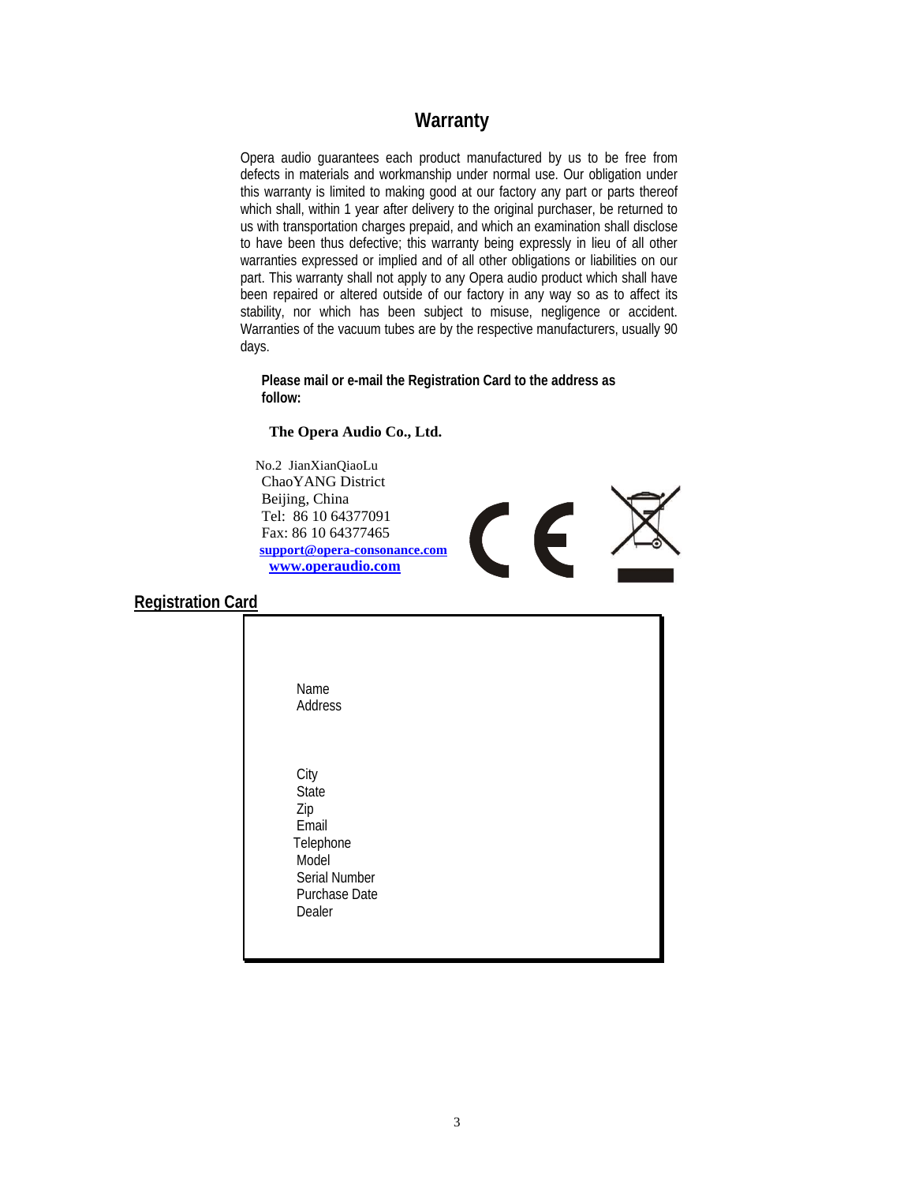# Warranty

Opera audio guarantees each product manufactured by us to be free from defects in materials and workmanship under normal use. Our obligation under this warranty is limited to making good at our factory any part or parts thereof which shall, within 1 year after delivery to the original purchaser, be returned to us with transportation charges prepaid, and which an examination shall disclose to have been thus defective; this warranty being expressly in lieu of all other warranties expressed or implied and of all other obligations or liabilities on our part. This warranty shall not apply to any Opera audio product which shall have been repaired or altered outside of our factory in any way so as to affect its stability, nor which has been subject to misuse, negligence or accident. Warranties of the vacuum tubes are by the respective manufacturers, usually 90 days.

**Please mail or e-mail the Registration Card to the address as follow:**

**The Opera Audio Co., Ltd.**

No.2 JianXianQiaoLu
ChaoYANG District
Beijing, China
Tel: 86 10 64377091
Fax: 86 10 64377465
**support@opera-consonance.com**
**www.operaudio.com**

## Registration Card

Name
Address

City
State
Zip
Email
Telephone
Model
Serial Number
Purchase Date
Dealer